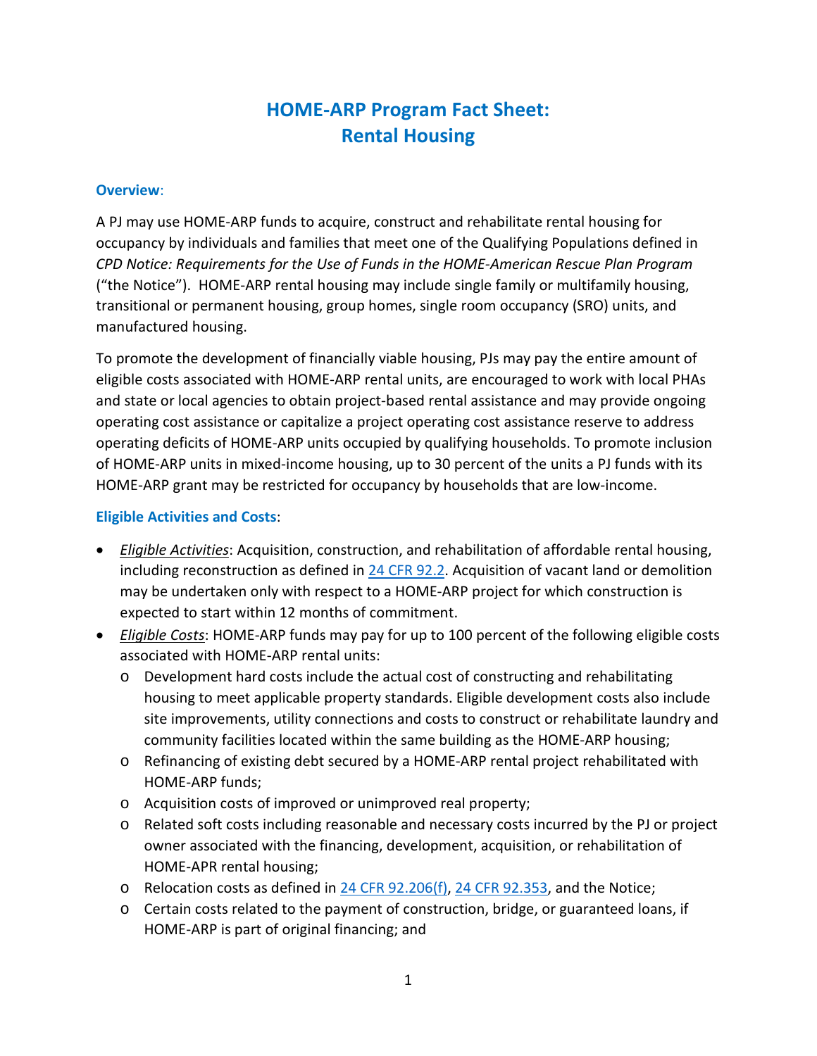# HOME-ARP Program Fact Sheet: Rental Housing

### Overview:

A PJ may use HOME-ARP funds to acquire, construct and rehabilitate rental housing for occupancy by individuals and families that meet one of the Qualifying Populations defined in *CPD Notice: Requirements for the Use of Funds in the HOME-American Rescue Plan Program* ("the Notice"). HOME-ARP rental housing may include single family or multifamily housing, transitional or permanent housing, group homes, single room occupancy (SRO) units, and manufactured housing.

To promote the development of financially viable housing, PJs may pay the entire amount of eligible costs associated with HOME-ARP rental units, are encouraged to work with local PHAs and state or local agencies to obtain project-based rental assistance and may provide ongoing operating cost assistance or capitalize a project operating cost assistance reserve to address operating deficits of HOME-ARP units occupied by qualifying households. To promote inclusion of HOME-ARP units in mixed-income housing, up to 30 percent of the units a PJ funds with its HOME-ARP grant may be restricted for occupancy by households that are low-income.

### Eligible Activities and Costs:

- *Eligible Activities*: Acquisition, construction, and rehabilitation of affordable rental housing, including reconstruction as defined in 24 CFR 92.2. Acquisition of vacant land or demolition may be undertaken only with respect to a HOME-ARP project for which construction is expected to start within 12 months of commitment.
- *Eligible Costs*: HOME-ARP funds may pay for up to 100 percent of the following eligible costs associated with HOME-ARP rental units:
  - Development hard costs include the actual cost of constructing and rehabilitating housing to meet applicable property standards. Eligible development costs also include site improvements, utility connections and costs to construct or rehabilitate laundry and community facilities located within the same building as the HOME-ARP housing;
  - Refinancing of existing debt secured by a HOME-ARP rental project rehabilitated with HOME-ARP funds;
  - Acquisition costs of improved or unimproved real property;
  - Related soft costs including reasonable and necessary costs incurred by the PJ or project owner associated with the financing, development, acquisition, or rehabilitation of HOME-APR rental housing;
  - Relocation costs as defined in 24 CFR 92.206(f), 24 CFR 92.353, and the Notice;
  - Certain costs related to the payment of construction, bridge, or guaranteed loans, if HOME-ARP is part of original financing; and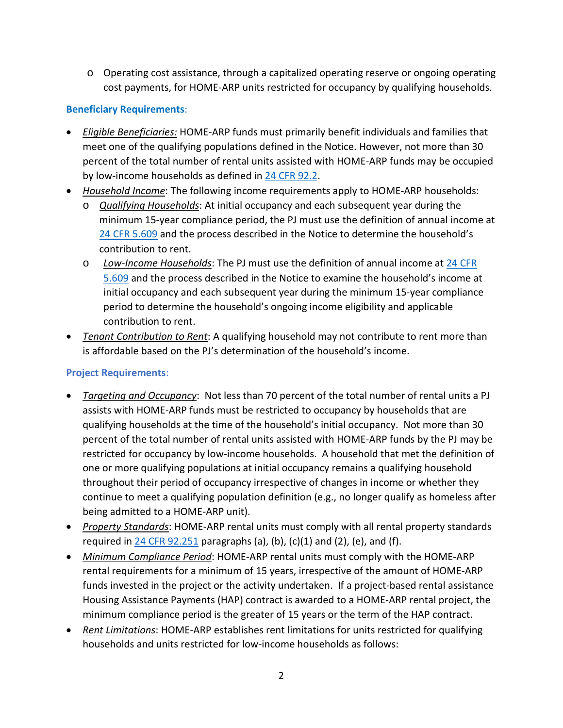- Operating cost assistance, through a capitalized operating reserve or ongoing operating cost payments, for HOME-ARP units restricted for occupancy by qualifying households.

**Beneficiary Requirements**:

- *Eligible Beneficiaries:* HOME-ARP funds must primarily benefit individuals and families that meet one of the qualifying populations defined in the Notice. However, not more than 30 percent of the total number of rental units assisted with HOME-ARP funds may be occupied by low-income households as defined in 24 CFR 92.2.
- *Household Income*: The following income requirements apply to HOME-ARP households:
  - *Qualifying Households*: At initial occupancy and each subsequent year during the minimum 15-year compliance period, the PJ must use the definition of annual income at 24 CFR 5.609 and the process described in the Notice to determine the household's contribution to rent.
  - *Low-Income Households*: The PJ must use the definition of annual income at 24 CFR 5.609 and the process described in the Notice to examine the household's income at initial occupancy and each subsequent year during the minimum 15-year compliance period to determine the household's ongoing income eligibility and applicable contribution to rent.
- *Tenant Contribution to Rent*: A qualifying household may not contribute to rent more than is affordable based on the PJ's determination of the household's income.

**Project Requirements**:

- *Targeting and Occupancy*: Not less than 70 percent of the total number of rental units a PJ assists with HOME-ARP funds must be restricted to occupancy by households that are qualifying households at the time of the household's initial occupancy. Not more than 30 percent of the total number of rental units assisted with HOME-ARP funds by the PJ may be restricted for occupancy by low-income households. A household that met the definition of one or more qualifying populations at initial occupancy remains a qualifying household throughout their period of occupancy irrespective of changes in income or whether they continue to meet a qualifying population definition (e.g., no longer qualify as homeless after being admitted to a HOME-ARP unit).
- *Property Standards*: HOME-ARP rental units must comply with all rental property standards required in 24 CFR 92.251 paragraphs (a), (b), (c)(1) and (2), (e), and (f).
- *Minimum Compliance Period*: HOME-ARP rental units must comply with the HOME-ARP rental requirements for a minimum of 15 years, irrespective of the amount of HOME-ARP funds invested in the project or the activity undertaken. If a project-based rental assistance Housing Assistance Payments (HAP) contract is awarded to a HOME-ARP rental project, the minimum compliance period is the greater of 15 years or the term of the HAP contract.
- *Rent Limitations*: HOME-ARP establishes rent limitations for units restricted for qualifying households and units restricted for low-income households as follows: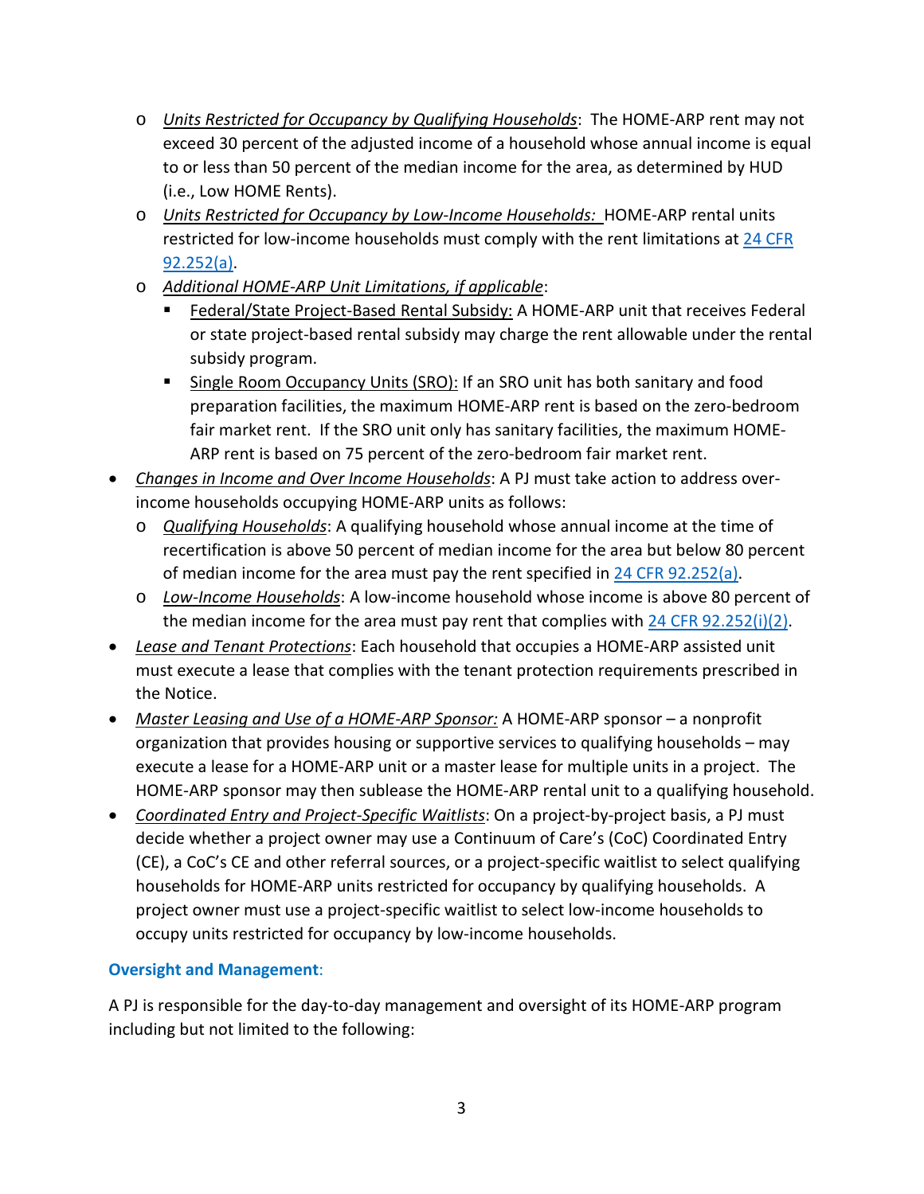- *Units Restricted for Occupancy by Qualifying Households*: The HOME-ARP rent may not exceed 30 percent of the adjusted income of a household whose annual income is equal to or less than 50 percent of the median income for the area, as determined by HUD (i.e., Low HOME Rents).
  - *Units Restricted for Occupancy by Low-Income Households:* HOME-ARP rental units restricted for low-income households must comply with the rent limitations at [24 CFR 92.252(a)](#).
  - *Additional HOME-ARP Unit Limitations, if applicable*:
    - Federal/State Project-Based Rental Subsidy: A HOME-ARP unit that receives Federal or state project-based rental subsidy may charge the rent allowable under the rental subsidy program.
    - Single Room Occupancy Units (SRO): If an SRO unit has both sanitary and food preparation facilities, the maximum HOME-ARP rent is based on the zero-bedroom fair market rent. If the SRO unit only has sanitary facilities, the maximum HOME-ARP rent is based on 75 percent of the zero-bedroom fair market rent.
- *Changes in Income and Over Income Households*: A PJ must take action to address over-income households occupying HOME-ARP units as follows:
  - *Qualifying Households*: A qualifying household whose annual income at the time of recertification is above 50 percent of median income for the area but below 80 percent of median income for the area must pay the rent specified in [24 CFR 92.252(a)](#).
  - *Low-Income Households*: A low-income household whose income is above 80 percent of the median income for the area must pay rent that complies with [24 CFR 92.252(i)(2)](#).
- *Lease and Tenant Protections*: Each household that occupies a HOME-ARP assisted unit must execute a lease that complies with the tenant protection requirements prescribed in the Notice.
- *Master Leasing and Use of a HOME-ARP Sponsor:* A HOME-ARP sponsor – a nonprofit organization that provides housing or supportive services to qualifying households – may execute a lease for a HOME-ARP unit or a master lease for multiple units in a project. The HOME-ARP sponsor may then sublease the HOME-ARP rental unit to a qualifying household.
- *Coordinated Entry and Project-Specific Waitlists*: On a project-by-project basis, a PJ must decide whether a project owner may use a Continuum of Care's (CoC) Coordinated Entry (CE), a CoC's CE and other referral sources, or a project-specific waitlist to select qualifying households for HOME-ARP units restricted for occupancy by qualifying households. A project owner must use a project-specific waitlist to select low-income households to occupy units restricted for occupancy by low-income households.

**Oversight and Management**:

A PJ is responsible for the day-to-day management and oversight of its HOME-ARP program including but not limited to the following: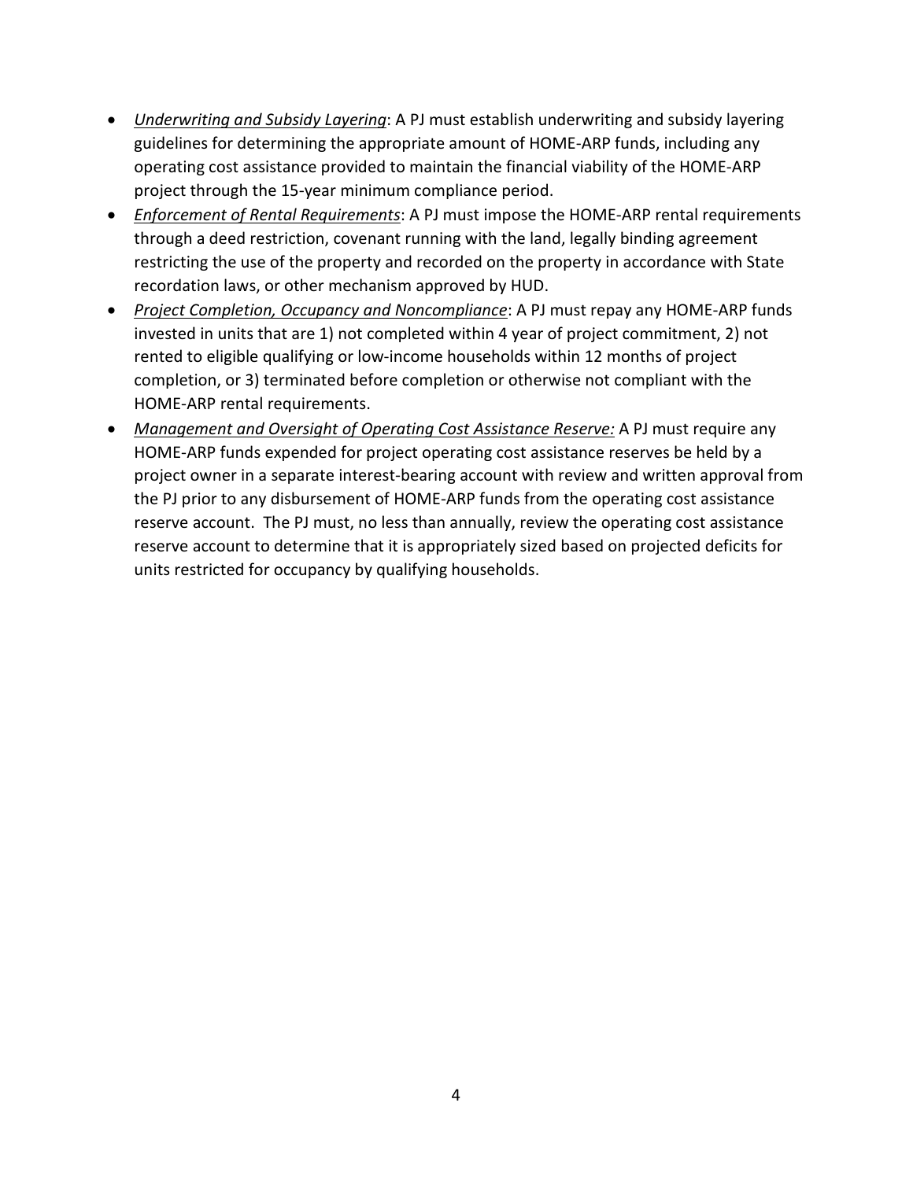- *Underwriting and Subsidy Layering*: A PJ must establish underwriting and subsidy layering guidelines for determining the appropriate amount of HOME-ARP funds, including any operating cost assistance provided to maintain the financial viability of the HOME-ARP project through the 15-year minimum compliance period.
- *Enforcement of Rental Requirements*: A PJ must impose the HOME-ARP rental requirements through a deed restriction, covenant running with the land, legally binding agreement restricting the use of the property and recorded on the property in accordance with State recordation laws, or other mechanism approved by HUD.
- *Project Completion, Occupancy and Noncompliance*: A PJ must repay any HOME-ARP funds invested in units that are 1) not completed within 4 year of project commitment, 2) not rented to eligible qualifying or low-income households within 12 months of project completion, or 3) terminated before completion or otherwise not compliant with the HOME-ARP rental requirements.
- *Management and Oversight of Operating Cost Assistance Reserve:* A PJ must require any HOME-ARP funds expended for project operating cost assistance reserves be held by a project owner in a separate interest-bearing account with review and written approval from the PJ prior to any disbursement of HOME-ARP funds from the operating cost assistance reserve account. The PJ must, no less than annually, review the operating cost assistance reserve account to determine that it is appropriately sized based on projected deficits for units restricted for occupancy by qualifying households.